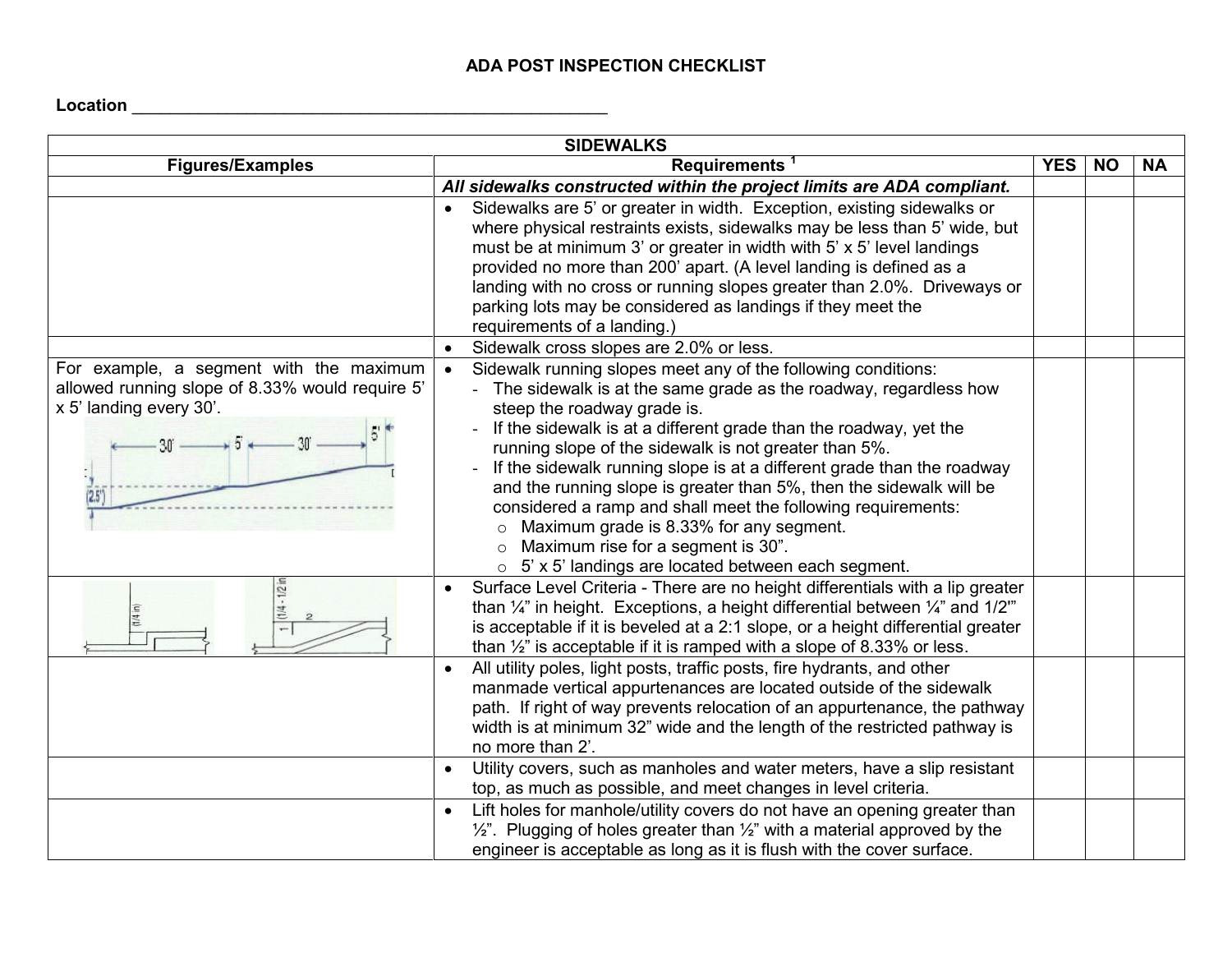# ADA POST INSPECTION CHECKLIST

**Location** ______________________________________________________

| SIDEWALKS | | | | |
|---|---|---|---|---|
| **Figures/Examples** | **Requirements [1]** | **YES** | **NO** | **NA** |
| | ***All sidewalks constructed within the project limits are ADA compliant.*** | | | |
| | • Sidewalks are 5' or greater in width. Exception, existing sidewalks or where physical restraints exists, sidewalks may be less than 5' wide, but must be at minimum 3' or greater in width with 5' x 5' level landings provided no more than 200' apart. (A level landing is defined as a landing with no cross or running slopes greater than 2.0%. Driveways or parking lots may be considered as landings if they meet the requirements of a landing.) | | | |
| | • Sidewalk cross slopes are 2.0% or less. | | | |
| For example, a segment with the maximum allowed running slope of 8.33% would require 5' x 5' landing every 30'. | • Sidewalk running slopes meet any of the following conditions:<br>- The sidewalk is at the same grade as the roadway, regardless how steep the roadway grade is.<br>- If the sidewalk is at a different grade than the roadway, yet the running slope of the sidewalk is not greater than 5%.<br>- If the sidewalk running slope is at a different grade than the roadway and the running slope is greater than 5%, then the sidewalk will be considered a ramp and shall meet the following requirements:<br>o Maximum grade is 8.33% for any segment.<br>o Maximum rise for a segment is 30".<br>o 5' x 5' landings are located between each segment. | | | |
| | • Surface Level Criteria - There are no height differentials with a lip greater than ¼" in height. Exceptions, a height differential between ¼" and 1/2"" is acceptable if it is beveled at a 2:1 slope, or a height differential greater than ½" is acceptable if it is ramped with a slope of 8.33% or less. | | | |
| | • All utility poles, light posts, traffic posts, fire hydrants, and other manmade vertical appurtenances are located outside of the sidewalk path. If right of way prevents relocation of an appurtenance, the pathway width is at minimum 32" wide and the length of the restricted pathway is no more than 2'. | | | |
| | • Utility covers, such as manholes and water meters, have a slip resistant top, as much as possible, and meet changes in level criteria. | | | |
| | • Lift holes for manhole/utility covers do not have an opening greater than ½". Plugging of holes greater than ½" with a material approved by the engineer is acceptable as long as it is flush with the cover surface. | | | |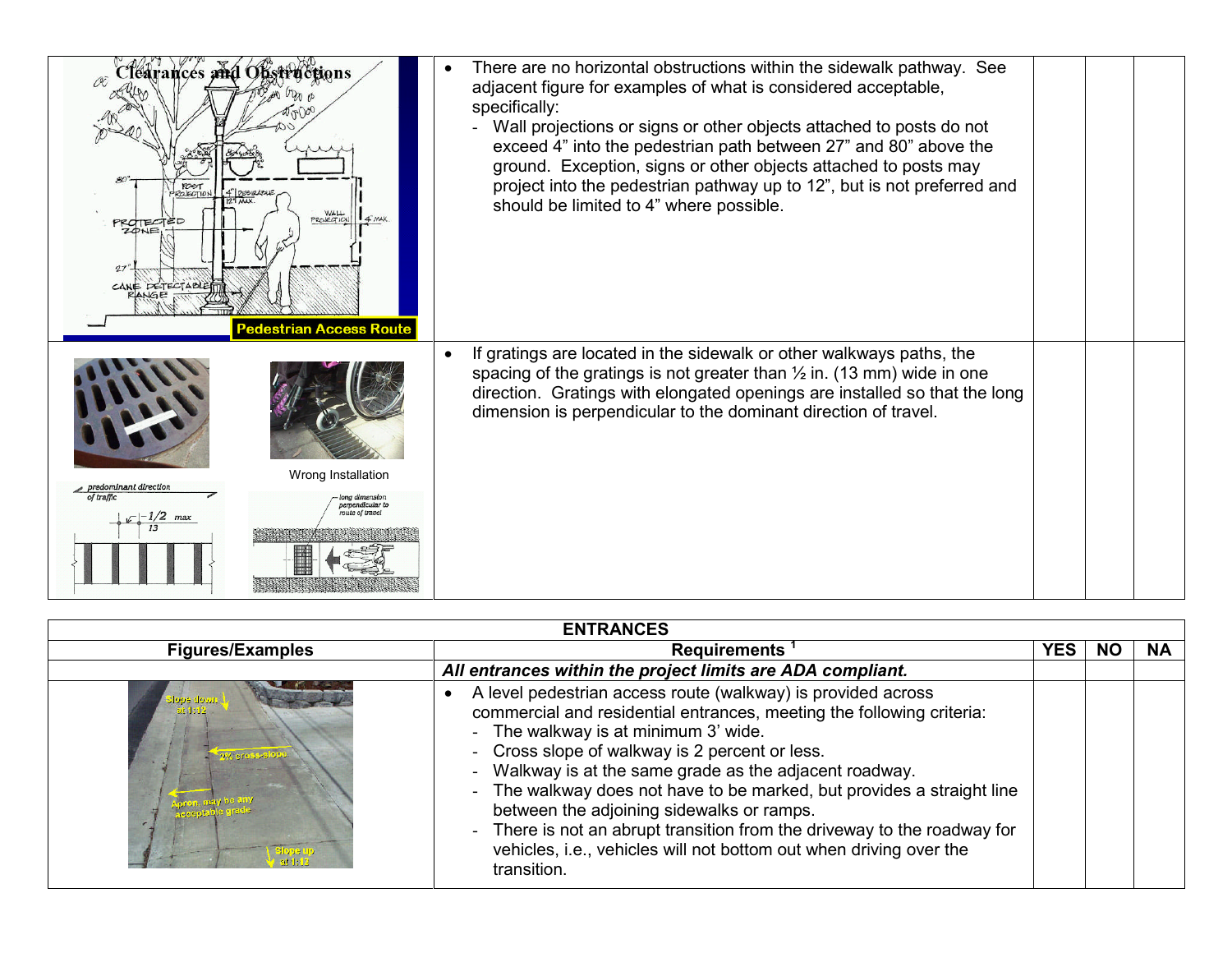| Figures/Examples | Requirements | YES | NO | NA |
|---|---|---|---|---|
| Wrong Installation | • If gratings are located in the sidewalk or other walkways paths, the spacing of the gratings is not greater than ½ in. (13 mm) wide in one direction. Gratings with elongated openings are installed so that the long dimension is perpendicular to the dominant direction of travel. | | | |

| Figures/Examples | Requirements | YES | NO | NA |
|---|---|---|---|---|
| | • There are no horizontal obstructions within the sidewalk pathway. See adjacent figure for examples of what is considered acceptable, specifically:<br>- Wall projections or signs or other objects attached to posts do not exceed 4" into the pedestrian path between 27" and 80" above the ground. Exception, signs or other objects attached to posts may project into the pedestrian pathway up to 12", but is not preferred and should be limited to 4" where possible. | | | |
| Wrong Installation | • If gratings are located in the sidewalk or other walkways paths, the spacing of the gratings is not greater than ½ in. (13 mm) wide in one direction. Gratings with elongated openings are installed so that the long dimension is perpendicular to the dominant direction of travel. | | | |

**ENTRANCES**

| Figures/Examples | Requirements [1] | YES | NO | NA |
|---|---|---|---|---|
| | ***All entrances within the project limits are ADA compliant.*** | | | |
| | • A level pedestrian access route (walkway) is provided across commercial and residential entrances, meeting the following criteria:<br>- The walkway is at minimum 3' wide.<br>- Cross slope of walkway is 2 percent or less.<br>- Walkway is at the same grade as the adjacent roadway.<br>- The walkway does not have to be marked, but provides a straight line between the adjoining sidewalks or ramps.<br>- There is not an abrupt transition from the driveway to the roadway for vehicles, i.e., vehicles will not bottom out when driving over the transition. | | | |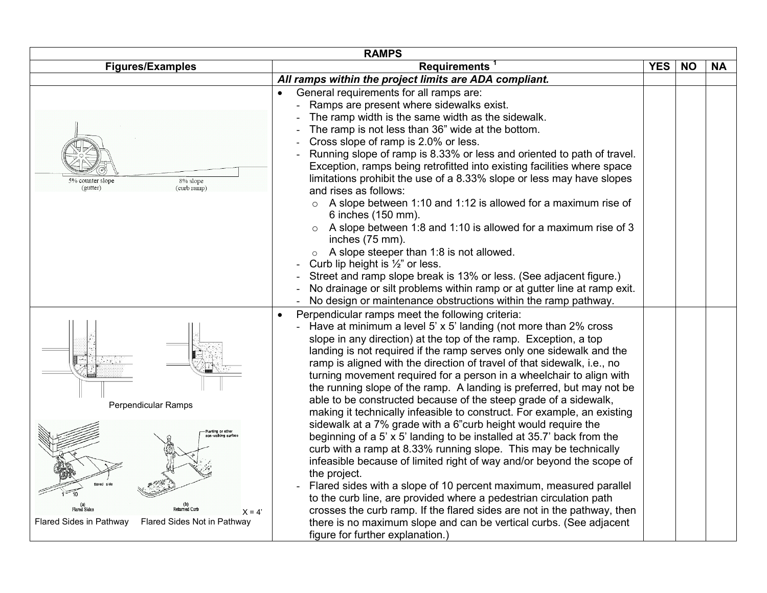| RAMPS | | | | |
|---|---|---|---|---|
| **Figures/Examples** | **Requirements [1]** | **YES** | **NO** | **NA** |
| | ***All ramps within the project limits are ADA compliant.*** | | | |
| 5% counter slope (gutter) 8% slope (curb ramp) | • General requirements for all ramps are:<br>- Ramps are present where sidewalks exist.<br>- The ramp width is the same width as the sidewalk.<br>- The ramp is not less than 36" wide at the bottom.<br>- Cross slope of ramp is 2.0% or less.<br>- Running slope of ramp is 8.33% or less and oriented to path of travel. Exception, ramps being retrofitted into existing facilities where space limitations prohibit the use of a 8.33% slope or less may have slopes and rises as follows:<br>  ○ A slope between 1:10 and 1:12 is allowed for a maximum rise of 6 inches (150 mm).<br>  ○ A slope between 1:8 and 1:10 is allowed for a maximum rise of 3 inches (75 mm).<br>  ○ A slope steeper than 1:8 is not allowed.<br>- Curb lip height is ½" or less.<br>- Street and ramp slope break is 13% or less. (See adjacent figure.)<br>- No drainage or silt problems within ramp or at gutter line at ramp exit.<br>- No design or maintenance obstructions within the ramp pathway. | | | |
| Perpendicular Ramps<br><br>(a) Flared Sides (b) Returned Curb X = 4'<br>Flared Sides in Pathway Flared Sides Not in Pathway | • Perpendicular ramps meet the following criteria:<br>- Have at minimum a level 5' x 5' landing (not more than 2% cross slope in any direction) at the top of the ramp. Exception, a top landing is not required if the ramp serves only one sidewalk and the ramp is aligned with the direction of travel of that sidewalk, i.e., no turning movement required for a person in a wheelchair to align with the running slope of the ramp. A landing is preferred, but may not be able to be constructed because of the steep grade of a sidewalk, making it technically infeasible to construct. For example, an existing sidewalk at a 7% grade with a 6"curb height would require the beginning of a 5' x 5' landing to be installed at 35.7' back from the curb with a ramp at 8.33% running slope. This may be technically infeasible because of limited right of way and/or beyond the scope of the project.<br>- Flared sides with a slope of 10 percent maximum, measured parallel to the curb line, are provided where a pedestrian circulation path crosses the curb ramp. If the flared sides are not in the pathway, then there is no maximum slope and can be vertical curbs. (See adjacent figure for further explanation.) | | | |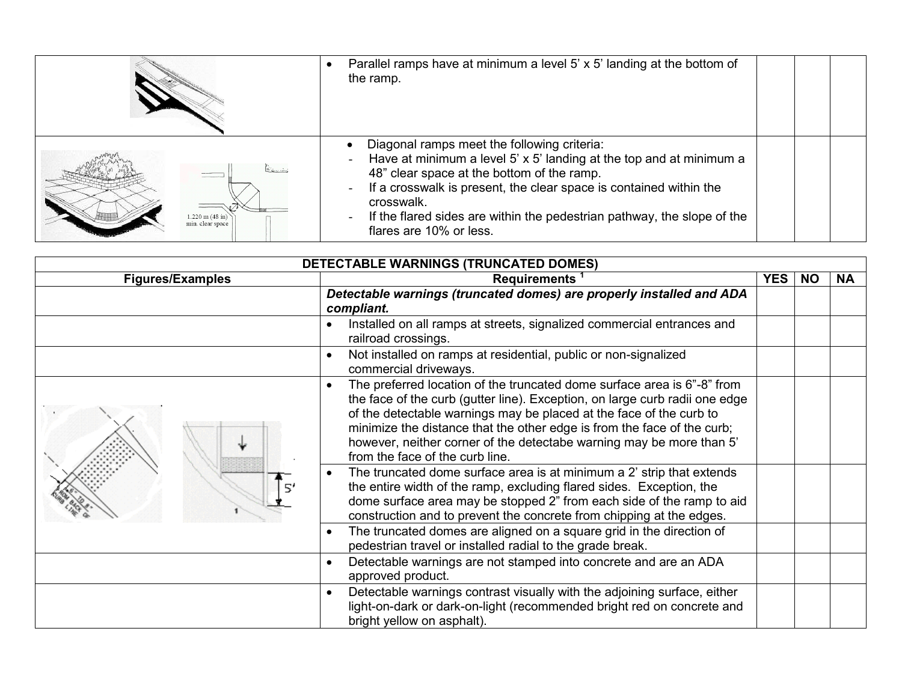| | Requirements | YES | NO | NA |
|---|---|---|---|---|
| | • Parallel ramps have at minimum a level 5' x 5' landing at the bottom of the ramp. | | | |
| 1.220 m (48 in) min. clear space | • Diagonal ramps meet the following criteria:<br>- Have at minimum a level 5' x 5' landing at the top and at minimum a 48" clear space at the bottom of the ramp.<br>- If a crosswalk is present, the clear space is contained within the crosswalk.<br>- If the flared sides are within the pedestrian pathway, the slope of the flares are 10% or less. | | | |

| DETECTABLE WARNINGS (TRUNCATED DOMES) | | | | |
|---|---|---|---|---|
| **Figures/Examples** | **Requirements** [1] | **YES** | **NO** | **NA** |
| | ***Detectable warnings (truncated domes) are properly installed and ADA compliant.*** | | | |
| | • Installed on all ramps at streets, signalized commercial entrances and railroad crossings. | | | |
| | • Not installed on ramps at residential, public or non-signalized commercial driveways. | | | |
| 6" TO 8" FROM BACK OF CURB LINE; 5' | • The preferred location of the truncated dome surface area is 6"-8" from the face of the curb (gutter line). Exception, on large curb radii one edge of the detectable warnings may be placed at the face of the curb to minimize the distance that the other edge is from the face of the curb; however, neither corner of the detectabe warning may be more than 5' from the face of the curb line. | | | |
| | • The truncated dome surface area is at minimum a 2' strip that extends the entire width of the ramp, excluding flared sides. Exception, the dome surface area may be stopped 2" from each side of the ramp to aid construction and to prevent the concrete from chipping at the edges. | | | |
| | • The truncated domes are aligned on a square grid in the direction of pedestrian travel or installed radial to the grade break. | | | |
| | • Detectable warnings are not stamped into concrete and are an ADA approved product. | | | |
| | • Detectable warnings contrast visually with the adjoining surface, either light-on-dark or dark-on-light (recommended bright red on concrete and bright yellow on asphalt). | | | |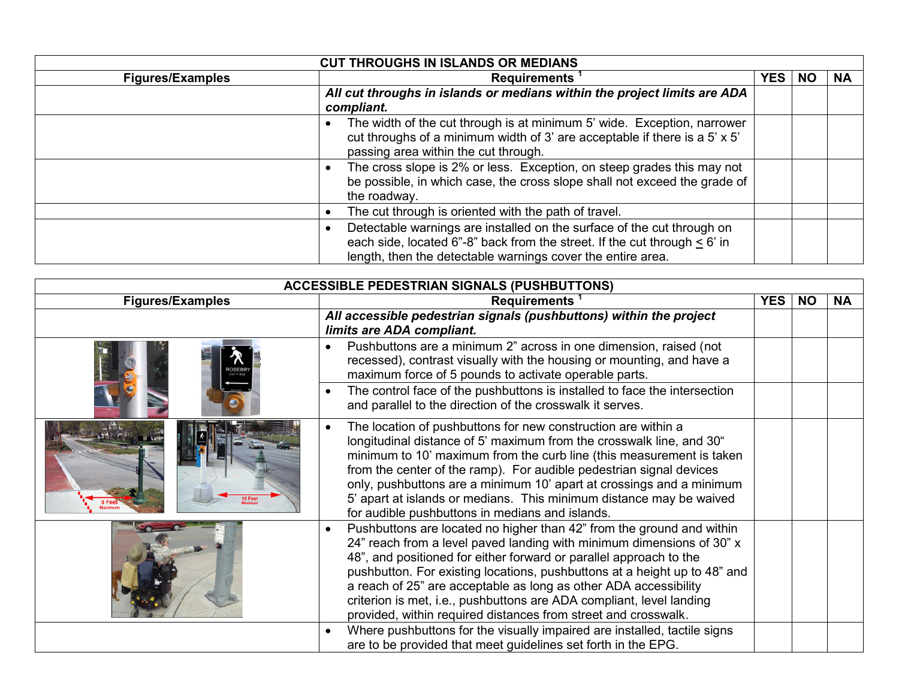| CUT THROUGHS IN ISLANDS OR MEDIANS | | | | |
|---|---|---|---|---|
| **Figures/Examples** | **Requirements [1]** | **YES** | **NO** | **NA** |
| | ***All cut throughs in islands or medians within the project limits are ADA compliant.*** | | | |
| | • The width of the cut through is at minimum 5' wide. Exception, narrower cut throughs of a minimum width of 3' are acceptable if there is a 5' x 5' passing area within the cut through. | | | |
| | • The cross slope is 2% or less. Exception, on steep grades this may not be possible, in which case, the cross slope shall not exceed the grade of the roadway. | | | |
| | • The cut through is oriented with the path of travel. | | | |
| | • Detectable warnings are installed on the surface of the cut through on each side, located 6"-8" back from the street. If the cut through ≤ 6' in length, then the detectable warnings cover the entire area. | | | |

| ACCESSIBLE PEDESTRIAN SIGNALS (PUSHBUTTONS) | | | | |
|---|---|---|---|---|
| **Figures/Examples** | **Requirements [1]** | **YES** | **NO** | **NA** |
| | ***All accessible pedestrian signals (pushbuttons) within the project limits are ADA compliant.*** | | | |
| | • Pushbuttons are a minimum 2" across in one dimension, raised (not recessed), contrast visually with the housing or mounting, and have a maximum force of 5 pounds to activate operable parts. | | | |
| | • The control face of the pushbuttons is installed to face the intersection and parallel to the direction of the crosswalk it serves. | | | |
| | • The location of pushbuttons for new construction are within a longitudinal distance of 5' maximum from the crosswalk line, and 30" minimum to 10' maximum from the curb line (this measurement is taken from the center of the ramp). For audible pedestrian signal devices only, pushbuttons are a minimum 10' apart at crossings and a minimum 5' apart at islands or medians. This minimum distance may be waived for audible pushbuttons in medians and islands. | | | |
| | • Pushbuttons are located no higher than 42" from the ground and within 24" reach from a level paved landing with minimum dimensions of 30" x 48", and positioned for either forward or parallel approach to the pushbutton. For existing locations, pushbuttons at a height up to 48" and a reach of 25" are acceptable as long as other ADA accessibility criterion is met, i.e., pushbuttons are ADA compliant, level landing provided, within required distances from street and crosswalk. | | | |
| | • Where pushbuttons for the visually impaired are installed, tactile signs are to be provided that meet guidelines set forth in the EPG. | | | |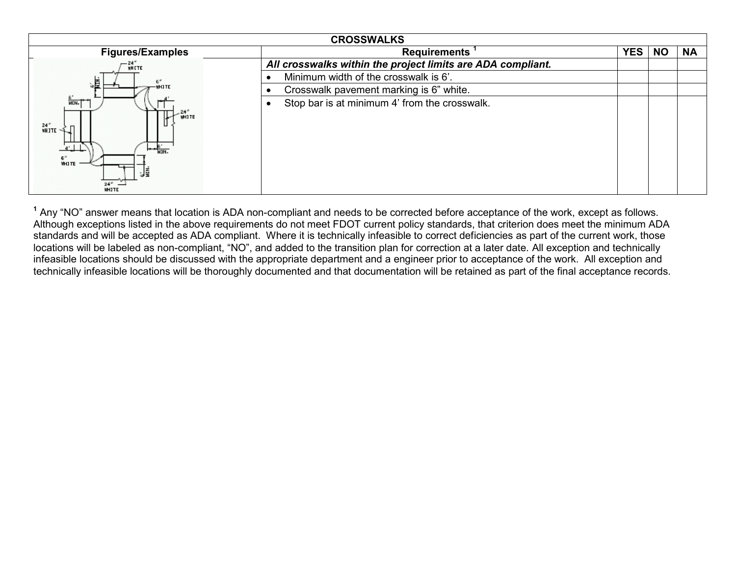| CROSSWALKS | | | | |
|---|---|---|---|---|
| **Figures/Examples** | **Requirements** [1] | **YES** | **NO** | **NA** |
| 24" WHITE 6' MIN. 6" WHITE 4' 24" WHITE 6' MIN. 24" WHITE 4' 6' MIN. 6" WHITE 6' MIN. 24" WHITE | ***All crosswalks within the project limits are ADA compliant.*** | | | |
| | • Minimum width of the crosswalk is 6'. | | | |
| | • Crosswalk pavement marking is 6" white. | | | |
| | • Stop bar is at minimum 4' from the crosswalk. | | | |

[1] Any "NO" answer means that location is ADA non-compliant and needs to be corrected before acceptance of the work, except as follows. Although exceptions listed in the above requirements do not meet FDOT current policy standards, that criterion does meet the minimum ADA standards and will be accepted as ADA compliant. Where it is technically infeasible to correct deficiencies as part of the current work, those locations will be labeled as non-compliant, "NO", and added to the transition plan for correction at a later date. All exception and technically infeasible locations should be discussed with the appropriate department and a engineer prior to acceptance of the work. All exception and technically infeasible locations will be thoroughly documented and that documentation will be retained as part of the final acceptance records.